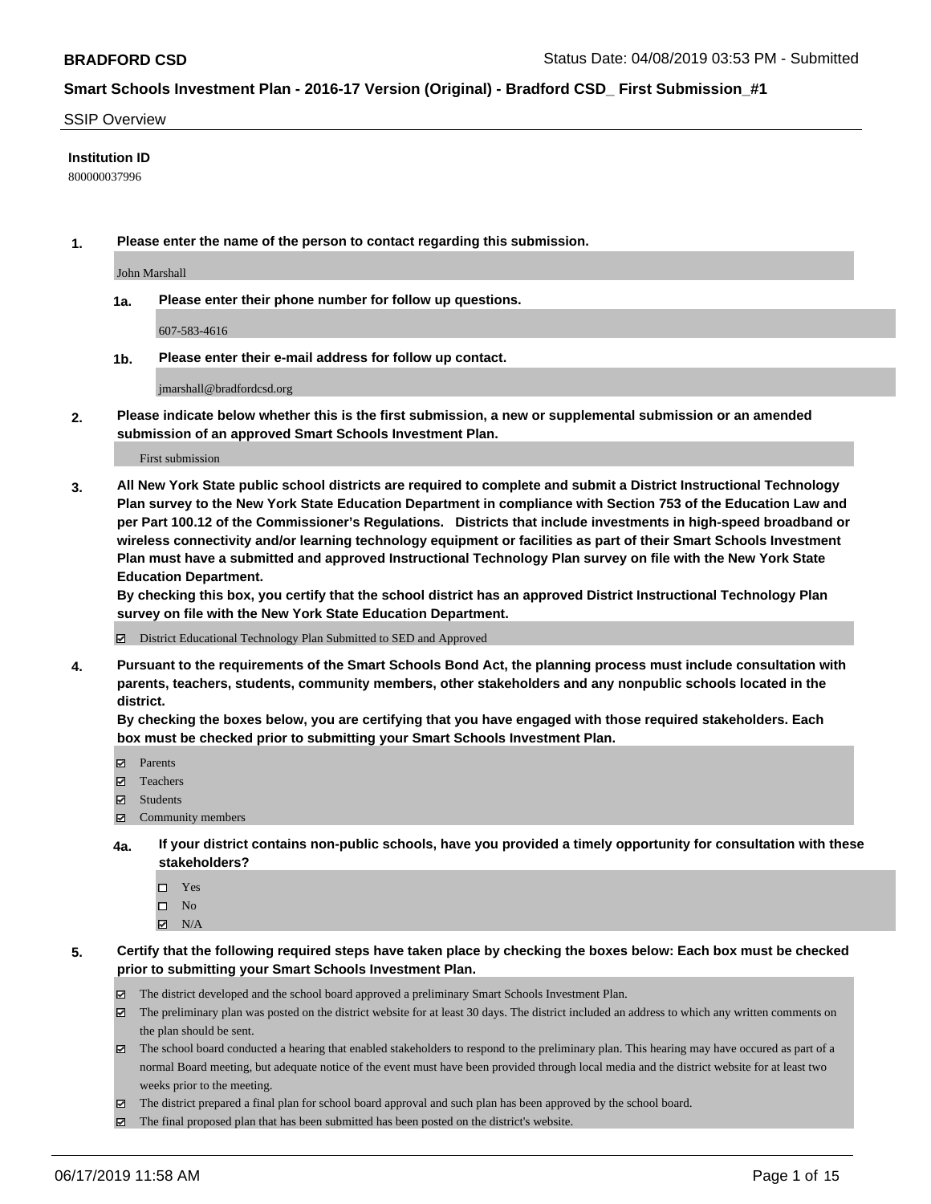**BRADFORD CSD**

Status Date: 04/08/2019 03:53 PM - Submitted

## Smart Schools Investment Plan - 2016-17 Version (Original) - Bradford CSD_ First Submission_#1

SSIP Overview

**Institution ID**

800000037996

**1. Please enter the name of the person to contact regarding this submission.**

John Marshall

**1a. Please enter their phone number for follow up questions.**

607-583-4616

**1b. Please enter their e-mail address for follow up contact.**

jmarshall@bradfordcsd.org

**2. Please indicate below whether this is the first submission, a new or supplemental submission or an amended submission of an approved Smart Schools Investment Plan.**

First submission

**3. All New York State public school districts are required to complete and submit a District Instructional Technology Plan survey to the New York State Education Department in compliance with Section 753 of the Education Law and per Part 100.12 of the Commissioner's Regulations. Districts that include investments in high-speed broadband or wireless connectivity and/or learning technology equipment or facilities as part of their Smart Schools Investment Plan must have a submitted and approved Instructional Technology Plan survey on file with the New York State Education Department.**
**By checking this box, you certify that the school district has an approved District Instructional Technology Plan survey on file with the New York State Education Department.**

☑ District Educational Technology Plan Submitted to SED and Approved

**4. Pursuant to the requirements of the Smart Schools Bond Act, the planning process must include consultation with parents, teachers, students, community members, other stakeholders and any nonpublic schools located in the district.**
**By checking the boxes below, you are certifying that you have engaged with those required stakeholders. Each box must be checked prior to submitting your Smart Schools Investment Plan.**

☑ Parents
☑ Teachers
☑ Students
☑ Community members

**4a. If your district contains non-public schools, have you provided a timely opportunity for consultation with these stakeholders?**

☐ Yes
☐ No
☑ N/A

**5. Certify that the following required steps have taken place by checking the boxes below: Each box must be checked prior to submitting your Smart Schools Investment Plan.**

☑ The district developed and the school board approved a preliminary Smart Schools Investment Plan.
☑ The preliminary plan was posted on the district website for at least 30 days. The district included an address to which any written comments on the plan should be sent.
☑ The school board conducted a hearing that enabled stakeholders to respond to the preliminary plan. This hearing may have occured as part of a normal Board meeting, but adequate notice of the event must have been provided through local media and the district website for at least two weeks prior to the meeting.
☑ The district prepared a final plan for school board approval and such plan has been approved by the school board.
☑ The final proposed plan that has been submitted has been posted on the district's website.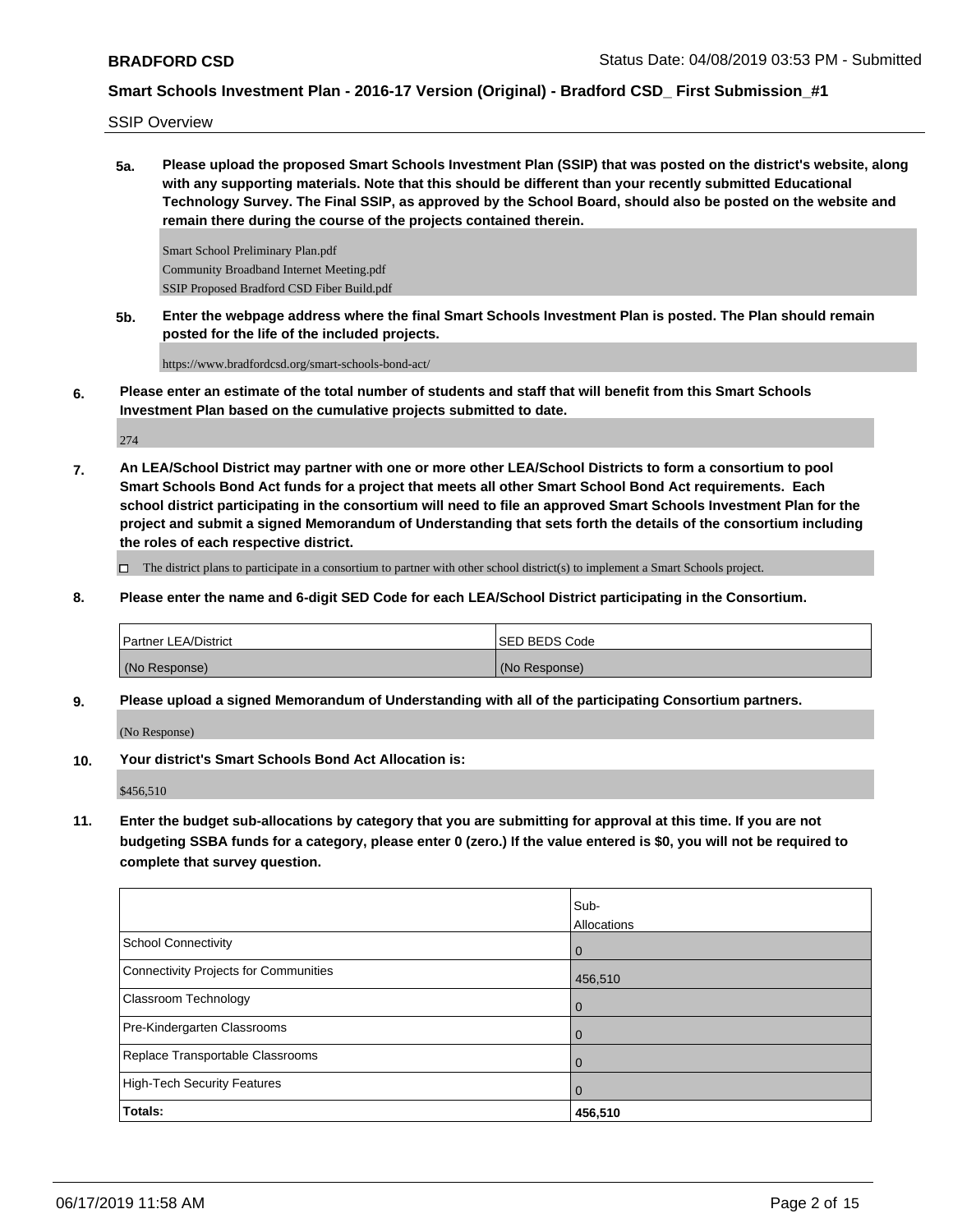SSIP Overview

**5a. Please upload the proposed Smart Schools Investment Plan (SSIP) that was posted on the district's website, along with any supporting materials. Note that this should be different than your recently submitted Educational Technology Survey. The Final SSIP, as approved by the School Board, should also be posted on the website and remain there during the course of the projects contained therein.**

Smart School Preliminary Plan.pdf
Community Broadband Internet Meeting.pdf
SSIP Proposed Bradford CSD Fiber Build.pdf

**5b. Enter the webpage address where the final Smart Schools Investment Plan is posted. The Plan should remain posted for the life of the included projects.**

https://www.bradfordcsd.org/smart-schools-bond-act/

**6. Please enter an estimate of the total number of students and staff that will benefit from this Smart Schools Investment Plan based on the cumulative projects submitted to date.**

274

**7. An LEA/School District may partner with one or more other LEA/School Districts to form a consortium to pool Smart Schools Bond Act funds for a project that meets all other Smart School Bond Act requirements. Each school district participating in the consortium will need to file an approved Smart Schools Investment Plan for the project and submit a signed Memorandum of Understanding that sets forth the details of the consortium including the roles of each respective district.**

☐ The district plans to participate in a consortium to partner with other school district(s) to implement a Smart Schools project.

**8. Please enter the name and 6-digit SED Code for each LEA/School District participating in the Consortium.**

| Partner LEA/District | SED BEDS Code |
|---|---|
| (No Response) | (No Response) |

**9. Please upload a signed Memorandum of Understanding with all of the participating Consortium partners.**

(No Response)

**10. Your district's Smart Schools Bond Act Allocation is:**

$456,510

**11. Enter the budget sub-allocations by category that you are submitting for approval at this time. If you are not budgeting SSBA funds for a category, please enter 0 (zero.) If the value entered is $0, you will not be required to complete that survey question.**

| | Sub-Allocations |
|---|---|
| School Connectivity | 0 |
| Connectivity Projects for Communities | 456,510 |
| Classroom Technology | 0 |
| Pre-Kindergarten Classrooms | 0 |
| Replace Transportable Classrooms | 0 |
| High-Tech Security Features | 0 |
| **Totals:** | **456,510** |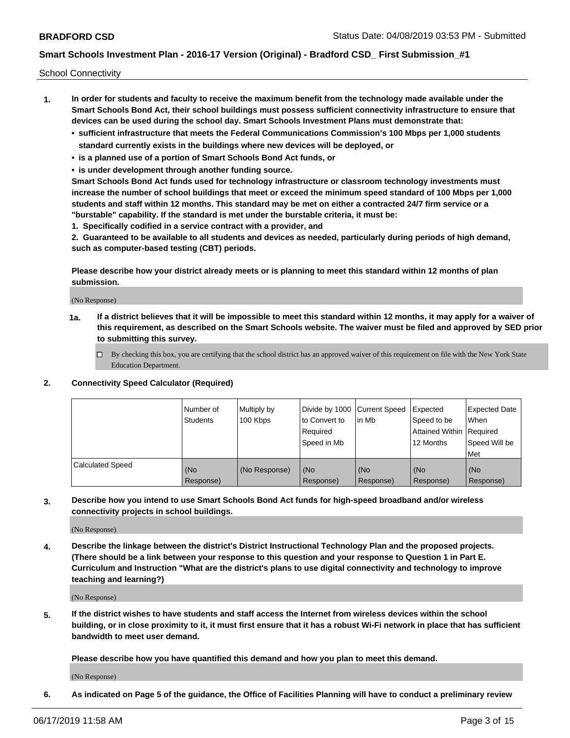School Connectivity

1. **In order for students and faculty to receive the maximum benefit from the technology made available under the Smart Schools Bond Act, their school buildings must possess sufficient connectivity infrastructure to ensure that devices can be used during the school day. Smart Schools Investment Plans must demonstrate that:**
   - **sufficient infrastructure that meets the Federal Communications Commission's 100 Mbps per 1,000 students standard currently exists in the buildings where new devices will be deployed, or**
   - **is a planned use of a portion of Smart Schools Bond Act funds, or**
   - **is under development through another funding source.**

   **Smart Schools Bond Act funds used for technology infrastructure or classroom technology investments must increase the number of school buildings that meet or exceed the minimum speed standard of 100 Mbps per 1,000 students and staff within 12 months. This standard may be met on either a contracted 24/7 firm service or a "burstable" capability. If the standard is met under the burstable criteria, it must be:**

   **1. Specifically codified in a service contract with a provider, and**

   **2. Guaranteed to be available to all students and devices as needed, particularly during periods of high demand, such as computer-based testing (CBT) periods.**

   **Please describe how your district already meets or is planning to meet this standard within 12 months of plan submission.**

   (No Response)

   **1a. If a district believes that it will be impossible to meet this standard within 12 months, it may apply for a waiver of this requirement, as described on the Smart Schools website. The waiver must be filed and approved by SED prior to submitting this survey.**

   ☐ By checking this box, you are certifying that the school district has an approved waiver of this requirement on file with the New York State Education Department.

2. **Connectivity Speed Calculator (Required)**

| | Number of Students | Multiply by 100 Kbps | Divide by 1000 to Convert to Required Speed in Mb | Current Speed in Mb | Expected Speed to be Attained Within 12 Months | Expected Date When Required Speed Will be Met |
|---|---|---|---|---|---|---|
| Calculated Speed | (No Response) | (No Response) | (No Response) | (No Response) | (No Response) | (No Response) |

3. **Describe how you intend to use Smart Schools Bond Act funds for high-speed broadband and/or wireless connectivity projects in school buildings.**

   (No Response)

4. **Describe the linkage between the district's District Instructional Technology Plan and the proposed projects. (There should be a link between your response to this question and your response to Question 1 in Part E. Curriculum and Instruction "What are the district's plans to use digital connectivity and technology to improve teaching and learning?)**

   (No Response)

5. **If the district wishes to have students and staff access the Internet from wireless devices within the school building, or in close proximity to it, it must first ensure that it has a robust Wi-Fi network in place that has sufficient bandwidth to meet user demand.**

   **Please describe how you have quantified this demand and how you plan to meet this demand.**

   (No Response)

6. **As indicated on Page 5 of the guidance, the Office of Facilities Planning will have to conduct a preliminary review**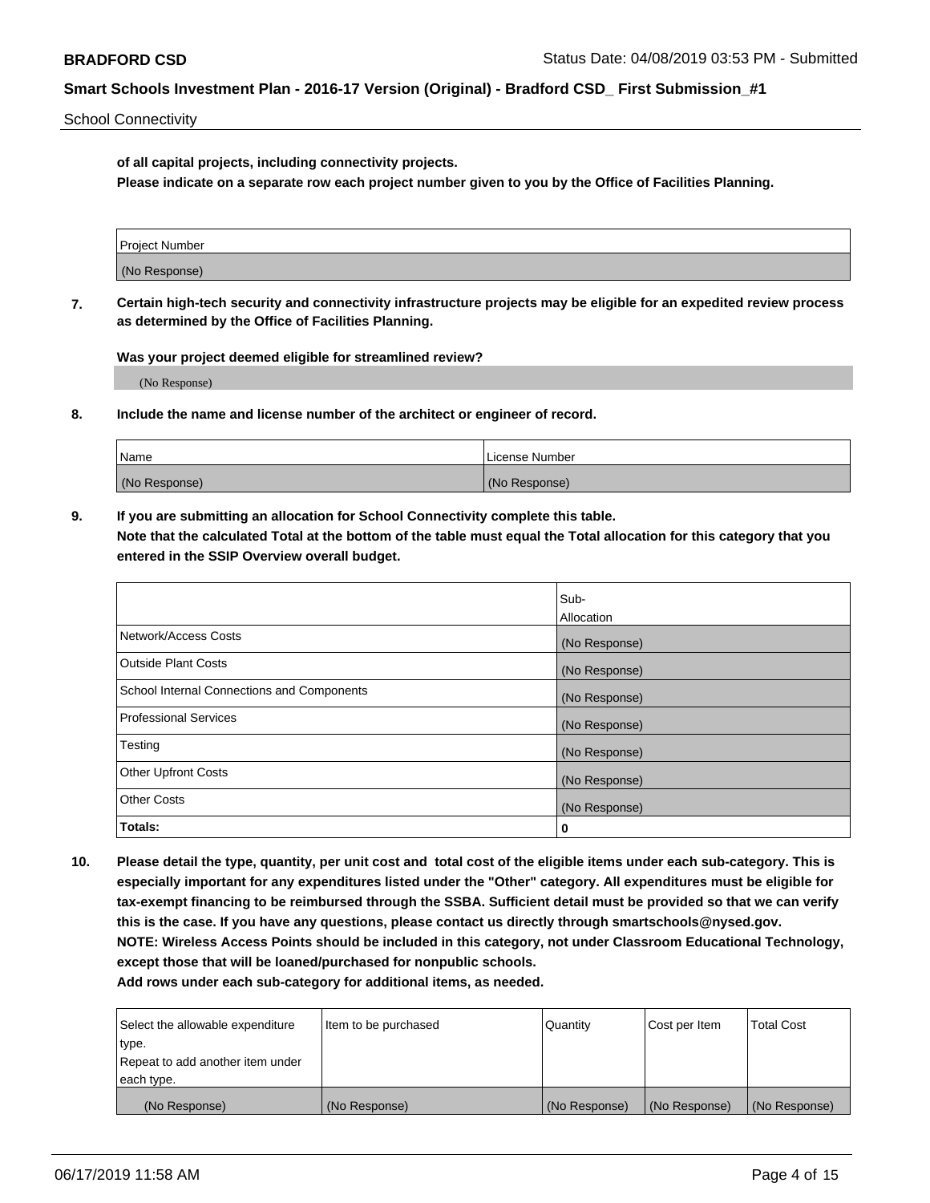School Connectivity

**of all capital projects, including connectivity projects.**
**Please indicate on a separate row each project number given to you by the Office of Facilities Planning.**

| Project Number |
|---|
| (No Response) |

**7. Certain high-tech security and connectivity infrastructure projects may be eligible for an expedited review process as determined by the Office of Facilities Planning.**

**Was your project deemed eligible for streamlined review?**

(No Response)

**8. Include the name and license number of the architect or engineer of record.**

| Name | License Number |
|---|---|
| (No Response) | (No Response) |

**9. If you are submitting an allocation for School Connectivity complete this table.**
**Note that the calculated Total at the bottom of the table must equal the Total allocation for this category that you entered in the SSIP Overview overall budget.**

| | Sub-Allocation |
|---|---|
| Network/Access Costs | (No Response) |
| Outside Plant Costs | (No Response) |
| School Internal Connections and Components | (No Response) |
| Professional Services | (No Response) |
| Testing | (No Response) |
| Other Upfront Costs | (No Response) |
| Other Costs | (No Response) |
| **Totals:** | **0** |

**10. Please detail the type, quantity, per unit cost and total cost of the eligible items under each sub-category. This is especially important for any expenditures listed under the "Other" category. All expenditures must be eligible for tax-exempt financing to be reimbursed through the SSBA. Sufficient detail must be provided so that we can verify this is the case. If you have any questions, please contact us directly through smartschools@nysed.gov.**
**NOTE: Wireless Access Points should be included in this category, not under Classroom Educational Technology, except those that will be loaned/purchased for nonpublic schools.**
**Add rows under each sub-category for additional items, as needed.**

| Select the allowable expenditure type. Repeat to add another item under each type. | Item to be purchased | Quantity | Cost per Item | Total Cost |
|---|---|---|---|---|
| (No Response) | (No Response) | (No Response) | (No Response) | (No Response) |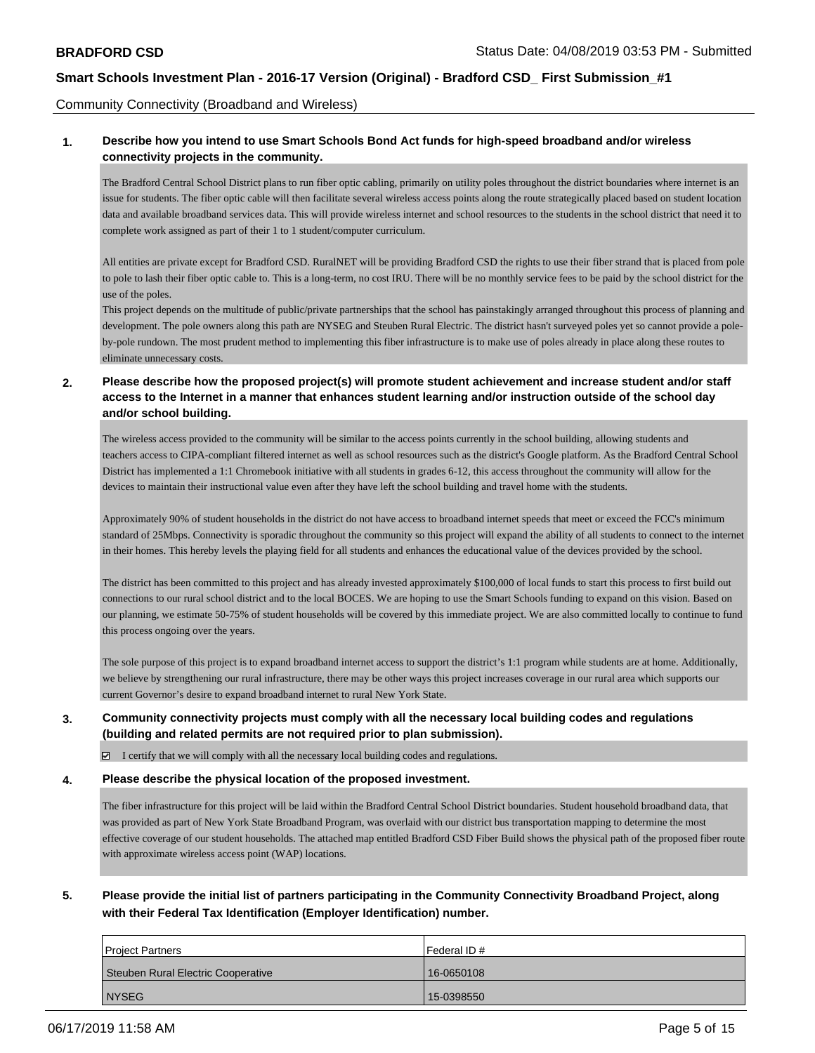Community Connectivity (Broadband and Wireless)

**1. Describe how you intend to use Smart Schools Bond Act funds for high-speed broadband and/or wireless connectivity projects in the community.**

The Bradford Central School District plans to run fiber optic cabling, primarily on utility poles throughout the district boundaries where internet is an issue for students. The fiber optic cable will then facilitate several wireless access points along the route strategically placed based on student location data and available broadband services data. This will provide wireless internet and school resources to the students in the school district that need it to complete work assigned as part of their 1 to 1 student/computer curriculum.

All entities are private except for Bradford CSD. RuralNET will be providing Bradford CSD the rights to use their fiber strand that is placed from pole to pole to lash their fiber optic cable to. This is a long-term, no cost IRU. There will be no monthly service fees to be paid by the school district for the use of the poles.
This project depends on the multitude of public/private partnerships that the school has painstakingly arranged throughout this process of planning and development. The pole owners along this path are NYSEG and Steuben Rural Electric. The district hasn't surveyed poles yet so cannot provide a pole-by-pole rundown. The most prudent method to implementing this fiber infrastructure is to make use of poles already in place along these routes to eliminate unnecessary costs.

**2. Please describe how the proposed project(s) will promote student achievement and increase student and/or staff access to the Internet in a manner that enhances student learning and/or instruction outside of the school day and/or school building.**

The wireless access provided to the community will be similar to the access points currently in the school building, allowing students and teachers access to CIPA-compliant filtered internet as well as school resources such as the district's Google platform. As the Bradford Central School District has implemented a 1:1 Chromebook initiative with all students in grades 6-12, this access throughout the community will allow for the devices to maintain their instructional value even after they have left the school building and travel home with the students.

Approximately 90% of student households in the district do not have access to broadband internet speeds that meet or exceed the FCC's minimum standard of 25Mbps. Connectivity is sporadic throughout the community so this project will expand the ability of all students to connect to the internet in their homes. This hereby levels the playing field for all students and enhances the educational value of the devices provided by the school.

The district has been committed to this project and has already invested approximately $100,000 of local funds to start this process to first build out connections to our rural school district and to the local BOCES. We are hoping to use the Smart Schools funding to expand on this vision. Based on our planning, we estimate 50-75% of student households will be covered by this immediate project. We are also committed locally to continue to fund this process ongoing over the years.

The sole purpose of this project is to expand broadband internet access to support the district's 1:1 program while students are at home. Additionally, we believe by strengthening our rural infrastructure, there may be other ways this project increases coverage in our rural area which supports our current Governor's desire to expand broadband internet to rural New York State.

**3. Community connectivity projects must comply with all the necessary local building codes and regulations (building and related permits are not required prior to plan submission).**

☑ I certify that we will comply with all the necessary local building codes and regulations.

**4. Please describe the physical location of the proposed investment.**

The fiber infrastructure for this project will be laid within the Bradford Central School District boundaries. Student household broadband data, that was provided as part of New York State Broadband Program, was overlaid with our district bus transportation mapping to determine the most effective coverage of our student households. The attached map entitled Bradford CSD Fiber Build shows the physical path of the proposed fiber route with approximate wireless access point (WAP) locations.

**5. Please provide the initial list of partners participating in the Community Connectivity Broadband Project, along with their Federal Tax Identification (Employer Identification) number.**

| Project Partners | Federal ID # |
|---|---|
| Steuben Rural Electric Cooperative | 16-0650108 |
| NYSEG | 15-0398550 |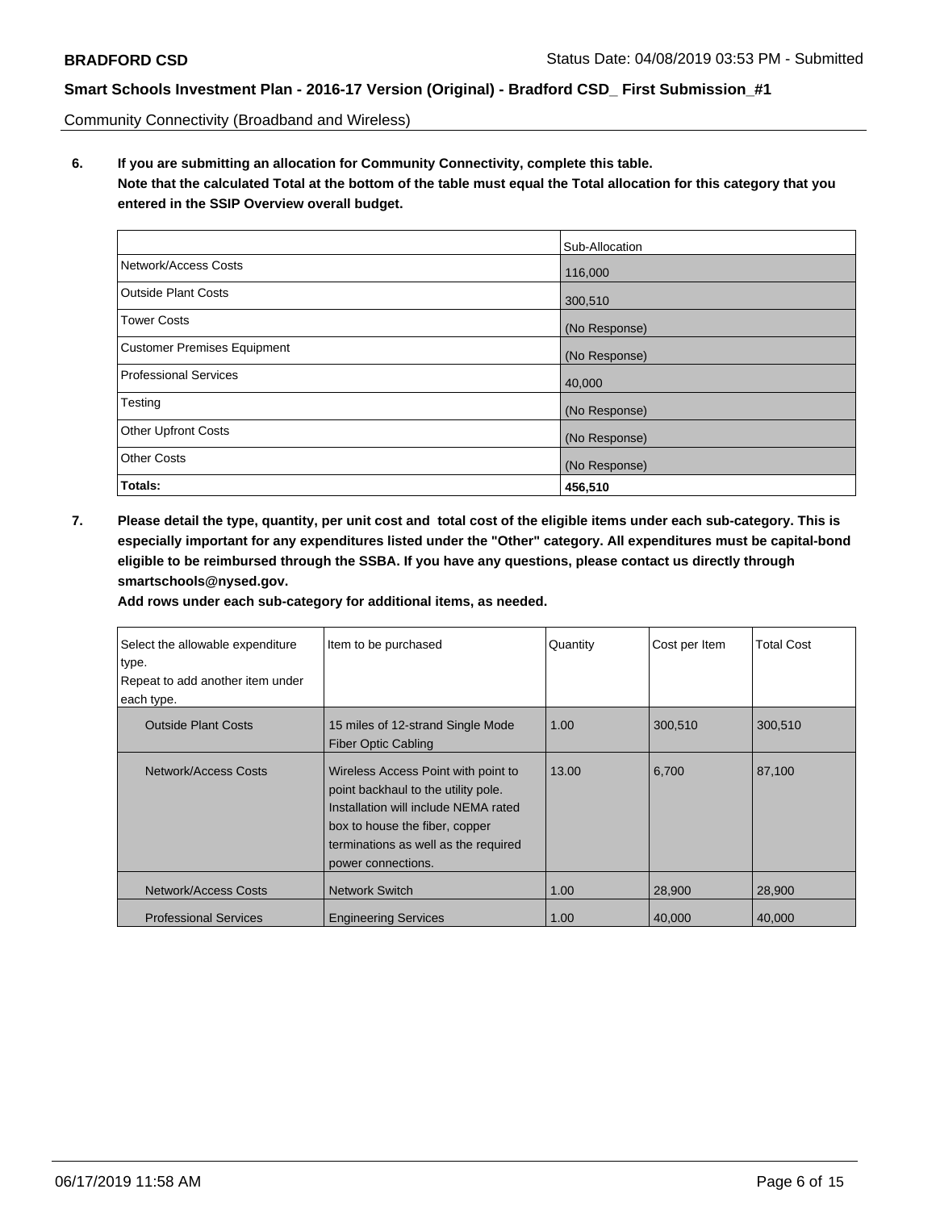Community Connectivity (Broadband and Wireless)

**6. If you are submitting an allocation for Community Connectivity, complete this table.**
**Note that the calculated Total at the bottom of the table must equal the Total allocation for this category that you entered in the SSIP Overview overall budget.**

| | Sub-Allocation |
|---|---|
| Network/Access Costs | 116,000 |
| Outside Plant Costs | 300,510 |
| Tower Costs | (No Response) |
| Customer Premises Equipment | (No Response) |
| Professional Services | 40,000 |
| Testing | (No Response) |
| Other Upfront Costs | (No Response) |
| Other Costs | (No Response) |
| **Totals:** | **456,510** |

**7. Please detail the type, quantity, per unit cost and total cost of the eligible items under each sub-category. This is especially important for any expenditures listed under the "Other" category. All expenditures must be capital-bond eligible to be reimbursed through the SSBA. If you have any questions, please contact us directly through smartschools@nysed.gov.**

**Add rows under each sub-category for additional items, as needed.**

| Select the allowable expenditure type. Repeat to add another item under each type. | Item to be purchased | Quantity | Cost per Item | Total Cost |
|---|---|---|---|---|
| Outside Plant Costs | 15 miles of 12-strand Single Mode Fiber Optic Cabling | 1.00 | 300,510 | 300,510 |
| Network/Access Costs | Wireless Access Point with point to point backhaul to the utility pole. Installation will include NEMA rated box to house the fiber, copper terminations as well as the required power connections. | 13.00 | 6,700 | 87,100 |
| Network/Access Costs | Network Switch | 1.00 | 28,900 | 28,900 |
| Professional Services | Engineering Services | 1.00 | 40,000 | 40,000 |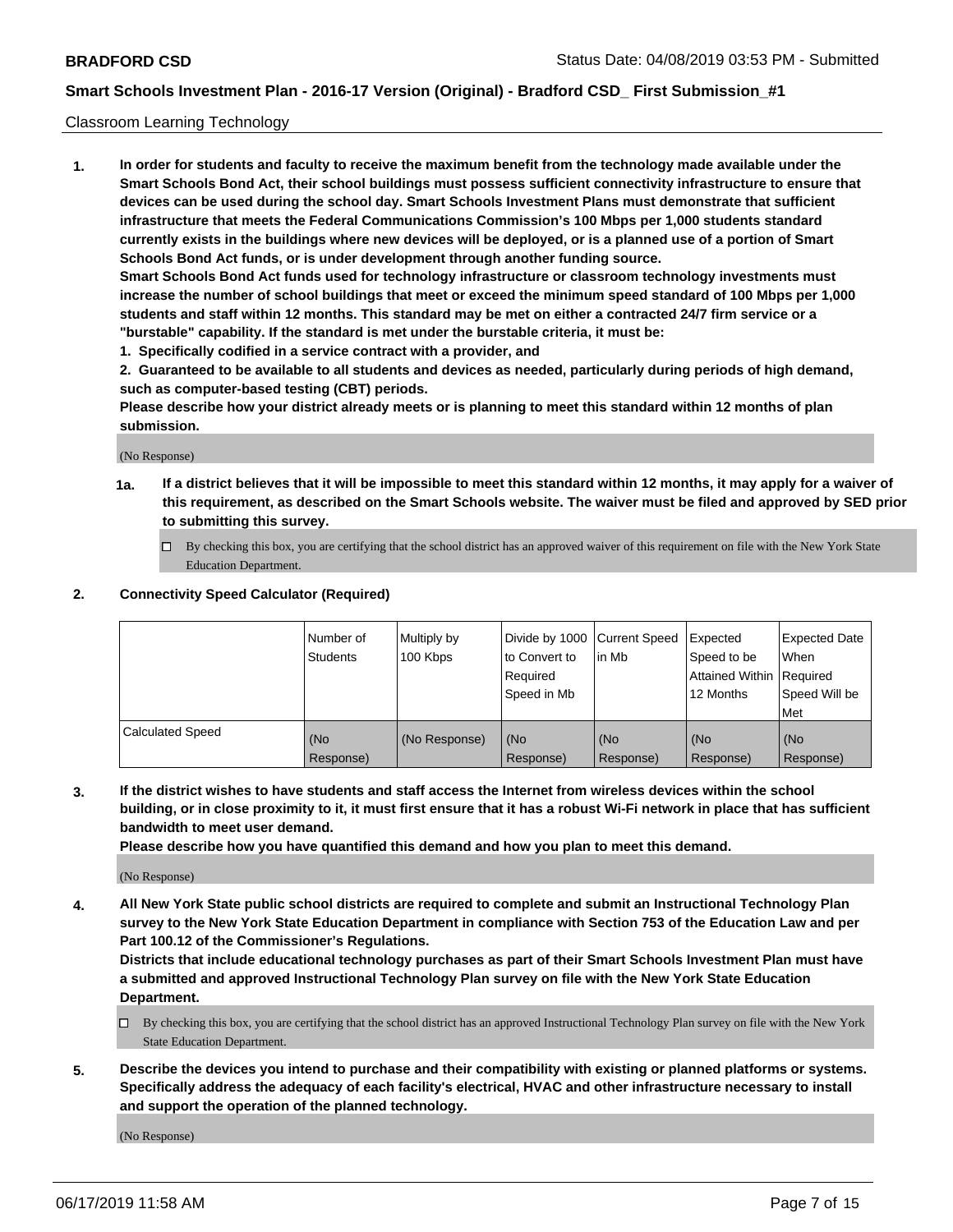Classroom Learning Technology

**1. In order for students and faculty to receive the maximum benefit from the technology made available under the Smart Schools Bond Act, their school buildings must possess sufficient connectivity infrastructure to ensure that devices can be used during the school day. Smart Schools Investment Plans must demonstrate that sufficient infrastructure that meets the Federal Communications Commission's 100 Mbps per 1,000 students standard currently exists in the buildings where new devices will be deployed, or is a planned use of a portion of Smart Schools Bond Act funds, or is under development through another funding source.**

**Smart Schools Bond Act funds used for technology infrastructure or classroom technology investments must increase the number of school buildings that meet or exceed the minimum speed standard of 100 Mbps per 1,000 students and staff within 12 months. This standard may be met on either a contracted 24/7 firm service or a "burstable" capability. If the standard is met under the burstable criteria, it must be:**

**1. Specifically codified in a service contract with a provider, and**

**2. Guaranteed to be available to all students and devices as needed, particularly during periods of high demand, such as computer-based testing (CBT) periods.**

**Please describe how your district already meets or is planning to meet this standard within 12 months of plan submission.**

(No Response)

**1a. If a district believes that it will be impossible to meet this standard within 12 months, it may apply for a waiver of this requirement, as described on the Smart Schools website. The waiver must be filed and approved by SED prior to submitting this survey.**

☐ By checking this box, you are certifying that the school district has an approved waiver of this requirement on file with the New York State Education Department.

**2. Connectivity Speed Calculator (Required)**

| | Number of Students | Multiply by 100 Kbps | Divide by 1000 to Convert to Required Speed in Mb | Current Speed in Mb | Expected Speed to be Attained Within 12 Months | Expected Date When Required Speed Will be Met |
|---|---|---|---|---|---|---|
| Calculated Speed | (No Response) | (No Response) | (No Response) | (No Response) | (No Response) | (No Response) |

**3. If the district wishes to have students and staff access the Internet from wireless devices within the school building, or in close proximity to it, it must first ensure that it has a robust Wi-Fi network in place that has sufficient bandwidth to meet user demand.**

**Please describe how you have quantified this demand and how you plan to meet this demand.**

(No Response)

**4. All New York State public school districts are required to complete and submit an Instructional Technology Plan survey to the New York State Education Department in compliance with Section 753 of the Education Law and per Part 100.12 of the Commissioner's Regulations.**

**Districts that include educational technology purchases as part of their Smart Schools Investment Plan must have a submitted and approved Instructional Technology Plan survey on file with the New York State Education Department.**

☐ By checking this box, you are certifying that the school district has an approved Instructional Technology Plan survey on file with the New York State Education Department.

**5. Describe the devices you intend to purchase and their compatibility with existing or planned platforms or systems. Specifically address the adequacy of each facility's electrical, HVAC and other infrastructure necessary to install and support the operation of the planned technology.**

(No Response)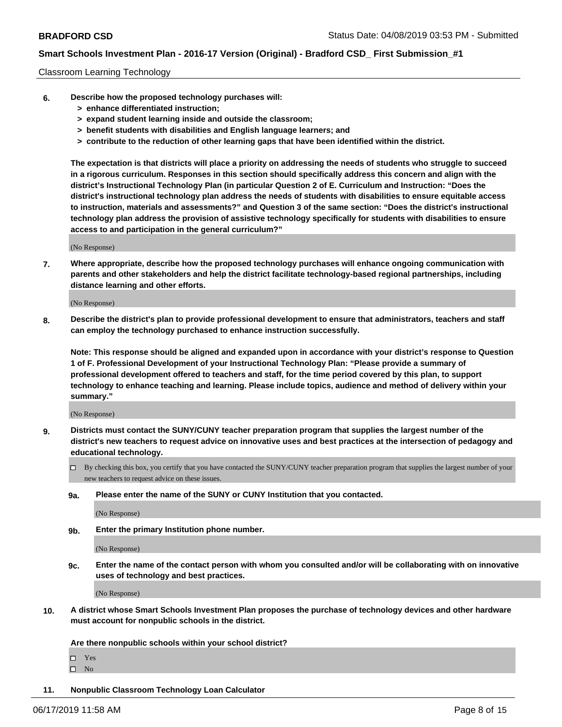Classroom Learning Technology

6. **Describe how the proposed technology purchases will:**
   **> enhance differentiated instruction;**
   **> expand student learning inside and outside the classroom;**
   **> benefit students with disabilities and English language learners; and**
   **> contribute to the reduction of other learning gaps that have been identified within the district.**

   **The expectation is that districts will place a priority on addressing the needs of students who struggle to succeed in a rigorous curriculum. Responses in this section should specifically address this concern and align with the district's Instructional Technology Plan (in particular Question 2 of E. Curriculum and Instruction: "Does the district's instructional technology plan address the needs of students with disabilities to ensure equitable access to instruction, materials and assessments?" and Question 3 of the same section: "Does the district's instructional technology plan address the provision of assistive technology specifically for students with disabilities to ensure access to and participation in the general curriculum?"**

   (No Response)

7. **Where appropriate, describe how the proposed technology purchases will enhance ongoing communication with parents and other stakeholders and help the district facilitate technology-based regional partnerships, including distance learning and other efforts.**

   (No Response)

8. **Describe the district's plan to provide professional development to ensure that administrators, teachers and staff can employ the technology purchased to enhance instruction successfully.**

   **Note: This response should be aligned and expanded upon in accordance with your district's response to Question 1 of F. Professional Development of your Instructional Technology Plan: "Please provide a summary of professional development offered to teachers and staff, for the time period covered by this plan, to support technology to enhance teaching and learning. Please include topics, audience and method of delivery within your summary."**

   (No Response)

9. **Districts must contact the SUNY/CUNY teacher preparation program that supplies the largest number of the district's new teachers to request advice on innovative uses and best practices at the intersection of pedagogy and educational technology.**

   ☐ By checking this box, you certify that you have contacted the SUNY/CUNY teacher preparation program that supplies the largest number of your new teachers to request advice on these issues.

   **9a. Please enter the name of the SUNY or CUNY Institution that you contacted.**

   (No Response)

   **9b. Enter the primary Institution phone number.**

   (No Response)

   **9c. Enter the name of the contact person with whom you consulted and/or will be collaborating with on innovative uses of technology and best practices.**

   (No Response)

10. **A district whose Smart Schools Investment Plan proposes the purchase of technology devices and other hardware must account for nonpublic schools in the district.**

    **Are there nonpublic schools within your school district?**

    ☐ Yes
    ☐ No

11. **Nonpublic Classroom Technology Loan Calculator**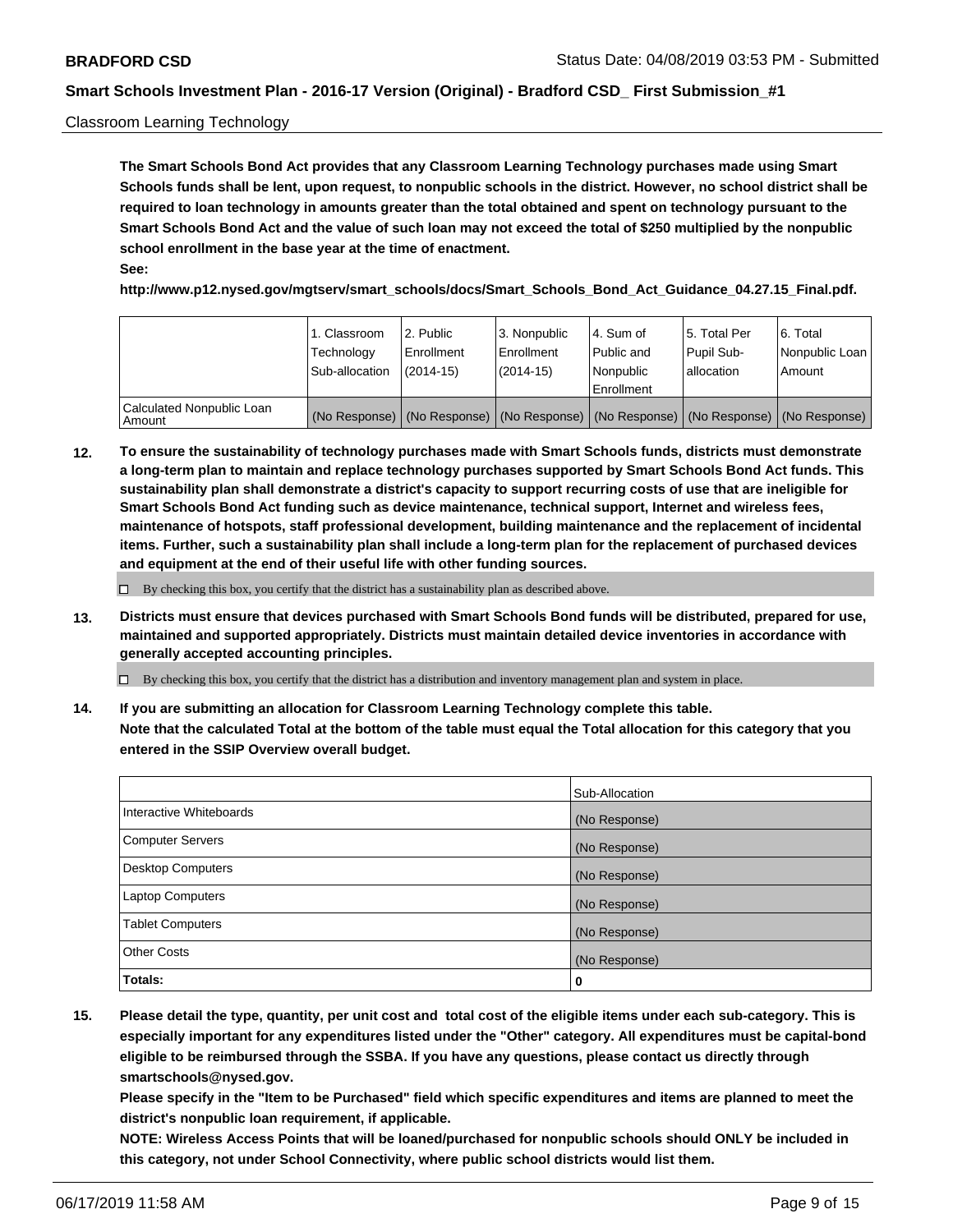Classroom Learning Technology

**The Smart Schools Bond Act provides that any Classroom Learning Technology purchases made using Smart Schools funds shall be lent, upon request, to nonpublic schools in the district. However, no school district shall be required to loan technology in amounts greater than the total obtained and spent on technology pursuant to the Smart Schools Bond Act and the value of such loan may not exceed the total of $250 multiplied by the nonpublic school enrollment in the base year at the time of enactment.**

**See:**

**http://www.p12.nysed.gov/mgtserv/smart_schools/docs/Smart_Schools_Bond_Act_Guidance_04.27.15_Final.pdf.**

| | 1. Classroom Technology Sub-allocation | 2. Public Enrollment (2014-15) | 3. Nonpublic Enrollment (2014-15) | 4. Sum of Public and Nonpublic Enrollment | 5. Total Per Pupil Sub-allocation | 6. Total Nonpublic Loan Amount |
|---|---|---|---|---|---|---|
| Calculated Nonpublic Loan Amount | (No Response) | (No Response) | (No Response) | (No Response) | (No Response) | (No Response) |

**12. To ensure the sustainability of technology purchases made with Smart Schools funds, districts must demonstrate a long-term plan to maintain and replace technology purchases supported by Smart Schools Bond Act funds. This sustainability plan shall demonstrate a district's capacity to support recurring costs of use that are ineligible for Smart Schools Bond Act funding such as device maintenance, technical support, Internet and wireless fees, maintenance of hotspots, staff professional development, building maintenance and the replacement of incidental items. Further, such a sustainability plan shall include a long-term plan for the replacement of purchased devices and equipment at the end of their useful life with other funding sources.**

☐ By checking this box, you certify that the district has a sustainability plan as described above.

**13. Districts must ensure that devices purchased with Smart Schools Bond funds will be distributed, prepared for use, maintained and supported appropriately. Districts must maintain detailed device inventories in accordance with generally accepted accounting principles.**

☐ By checking this box, you certify that the district has a distribution and inventory management plan and system in place.

**14. If you are submitting an allocation for Classroom Learning Technology complete this table. Note that the calculated Total at the bottom of the table must equal the Total allocation for this category that you entered in the SSIP Overview overall budget.**

| | Sub-Allocation |
|---|---|
| Interactive Whiteboards | (No Response) |
| Computer Servers | (No Response) |
| Desktop Computers | (No Response) |
| Laptop Computers | (No Response) |
| Tablet Computers | (No Response) |
| Other Costs | (No Response) |
| **Totals:** | 0 |

**15. Please detail the type, quantity, per unit cost and total cost of the eligible items under each sub-category. This is especially important for any expenditures listed under the "Other" category. All expenditures must be capital-bond eligible to be reimbursed through the SSBA. If you have any questions, please contact us directly through smartschools@nysed.gov.**

**Please specify in the "Item to be Purchased" field which specific expenditures and items are planned to meet the district's nonpublic loan requirement, if applicable.**

**NOTE: Wireless Access Points that will be loaned/purchased for nonpublic schools should ONLY be included in this category, not under School Connectivity, where public school districts would list them.**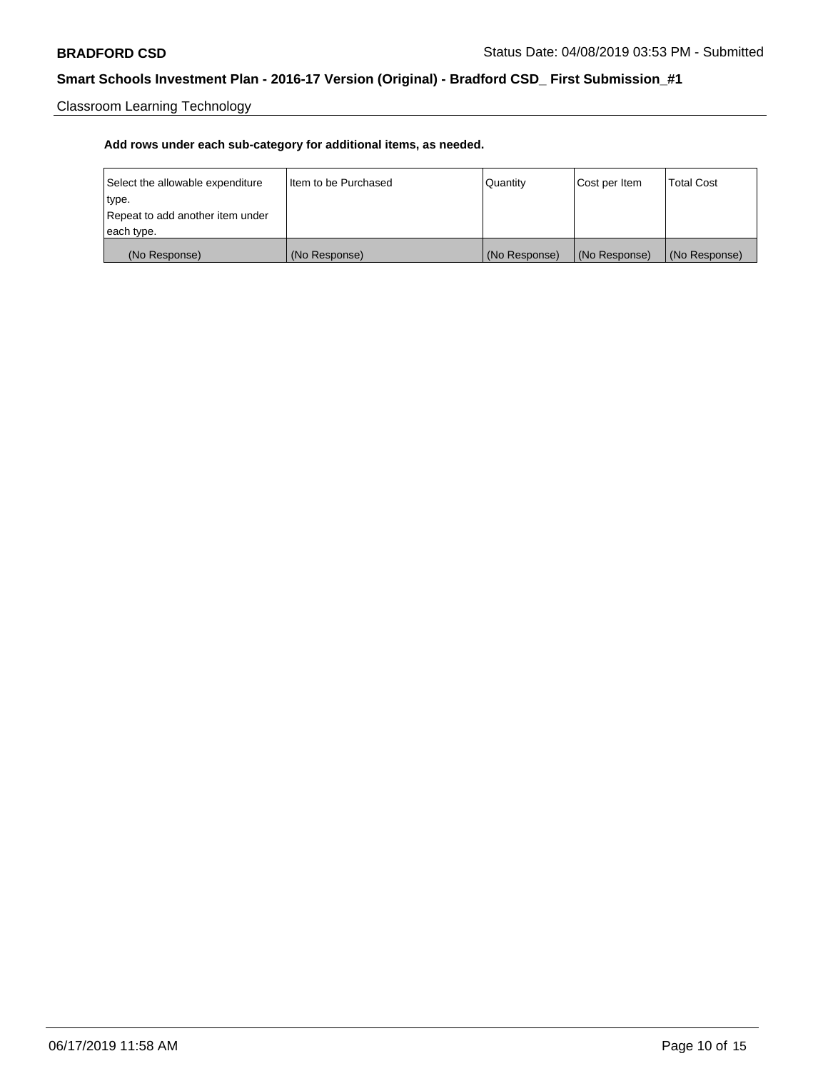Classroom Learning Technology

**Add rows under each sub-category for additional items, as needed.**

| Select the allowable expenditure type. Repeat to add another item under each type. | Item to be Purchased | Quantity | Cost per Item | Total Cost |
|---|---|---|---|---|
| (No Response) | (No Response) | (No Response) | (No Response) | (No Response) |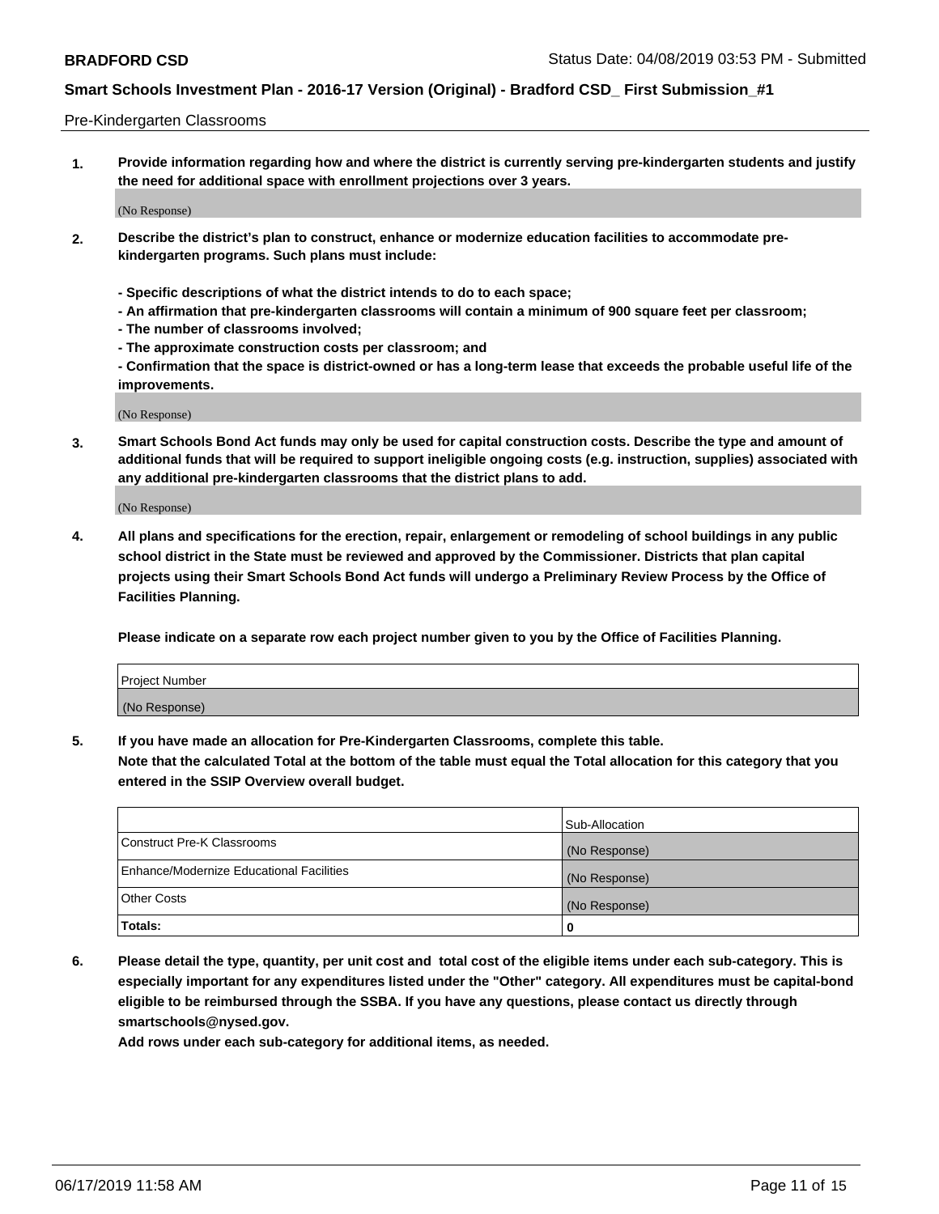Pre-Kindergarten Classrooms

**1. Provide information regarding how and where the district is currently serving pre-kindergarten students and justify the need for additional space with enrollment projections over 3 years.**

(No Response)

**2. Describe the district's plan to construct, enhance or modernize education facilities to accommodate pre-kindergarten programs. Such plans must include:**

**- Specific descriptions of what the district intends to do to each space;**
**- An affirmation that pre-kindergarten classrooms will contain a minimum of 900 square feet per classroom;**
**- The number of classrooms involved;**
**- The approximate construction costs per classroom; and**
**- Confirmation that the space is district-owned or has a long-term lease that exceeds the probable useful life of the improvements.**

(No Response)

**3. Smart Schools Bond Act funds may only be used for capital construction costs. Describe the type and amount of additional funds that will be required to support ineligible ongoing costs (e.g. instruction, supplies) associated with any additional pre-kindergarten classrooms that the district plans to add.**

(No Response)

**4. All plans and specifications for the erection, repair, enlargement or remodeling of school buildings in any public school district in the State must be reviewed and approved by the Commissioner. Districts that plan capital projects using their Smart Schools Bond Act funds will undergo a Preliminary Review Process by the Office of Facilities Planning.**

**Please indicate on a separate row each project number given to you by the Office of Facilities Planning.**

| Project Number |
|---|
| (No Response) |

**5. If you have made an allocation for Pre-Kindergarten Classrooms, complete this table.**
**Note that the calculated Total at the bottom of the table must equal the Total allocation for this category that you entered in the SSIP Overview overall budget.**

| | Sub-Allocation |
|---|---|
| Construct Pre-K Classrooms | (No Response) |
| Enhance/Modernize Educational Facilities | (No Response) |
| Other Costs | (No Response) |
| **Totals:** | **0** |

**6. Please detail the type, quantity, per unit cost and total cost of the eligible items under each sub-category. This is especially important for any expenditures listed under the "Other" category. All expenditures must be capital-bond eligible to be reimbursed through the SSBA. If you have any questions, please contact us directly through smartschools@nysed.gov.**
**Add rows under each sub-category for additional items, as needed.**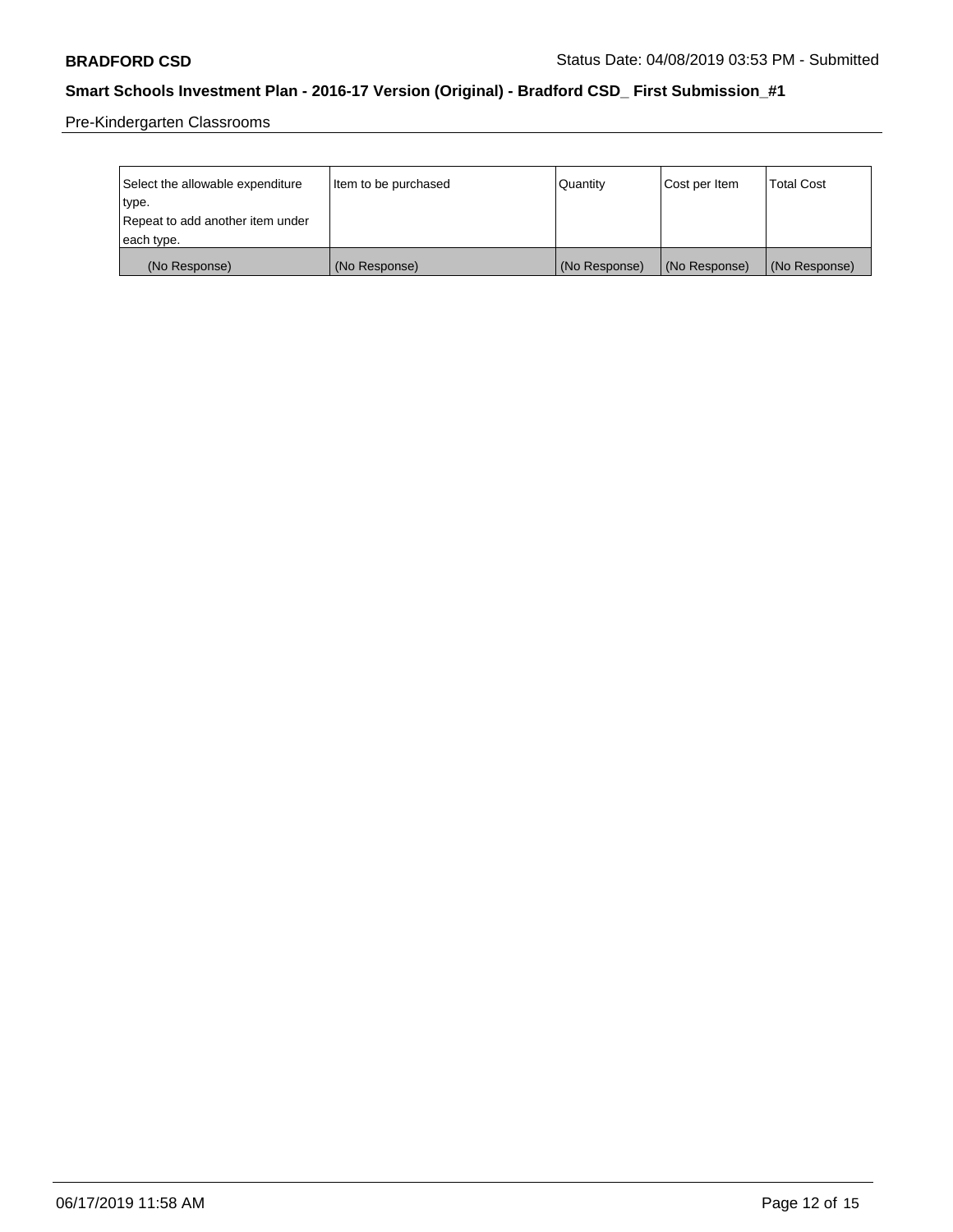Pre-Kindergarten Classrooms

| Select the allowable expenditure type. Repeat to add another item under each type. | Item to be purchased | Quantity | Cost per Item | Total Cost |
| --- | --- | --- | --- | --- |
| (No Response) | (No Response) | (No Response) | (No Response) | (No Response) |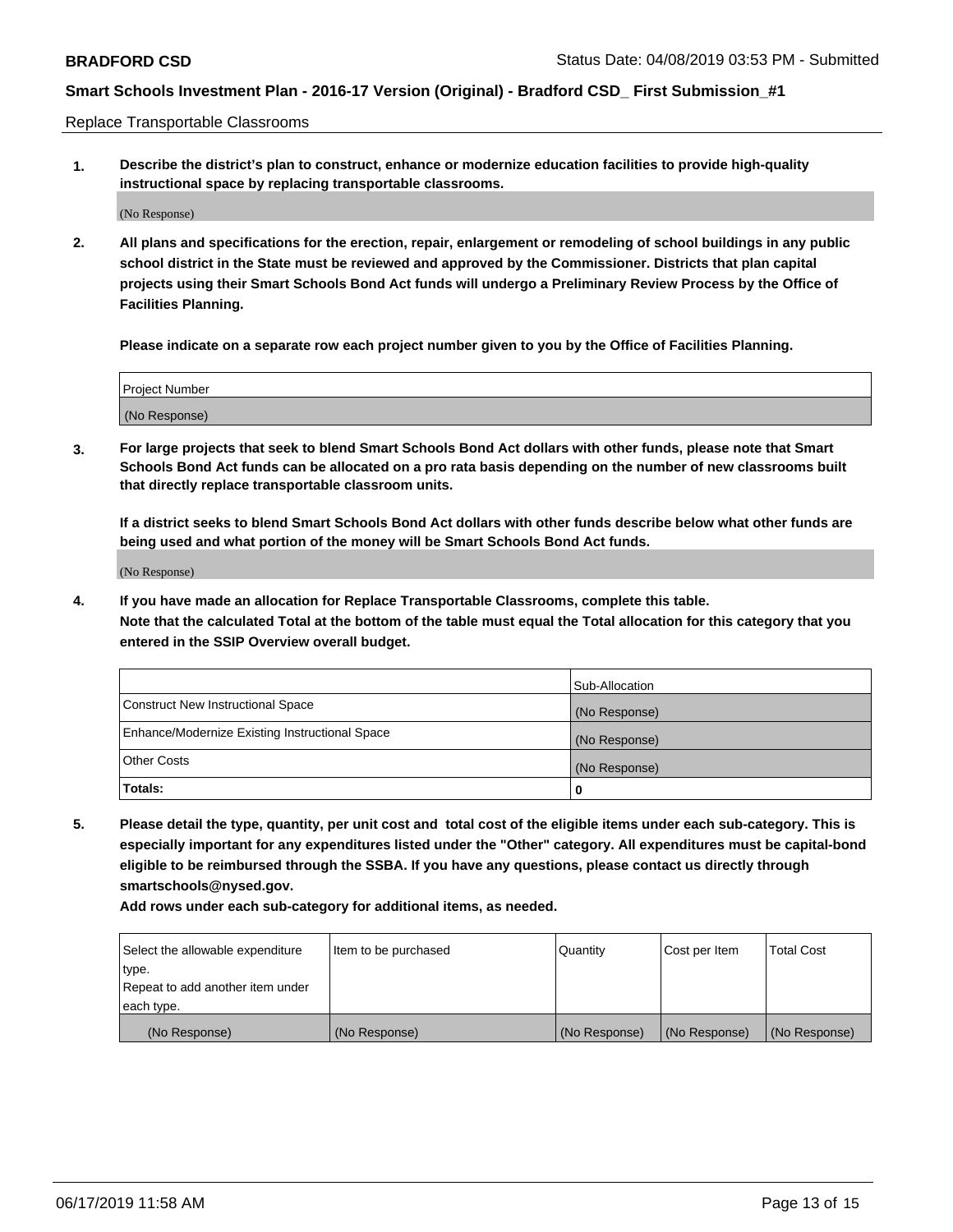Replace Transportable Classrooms

**1. Describe the district's plan to construct, enhance or modernize education facilities to provide high-quality instructional space by replacing transportable classrooms.**

(No Response)

**2. All plans and specifications for the erection, repair, enlargement or remodeling of school buildings in any public school district in the State must be reviewed and approved by the Commissioner. Districts that plan capital projects using their Smart Schools Bond Act funds will undergo a Preliminary Review Process by the Office of Facilities Planning.**

**Please indicate on a separate row each project number given to you by the Office of Facilities Planning.**

| Project Number |
| --- |
| (No Response) |

**3. For large projects that seek to blend Smart Schools Bond Act dollars with other funds, please note that Smart Schools Bond Act funds can be allocated on a pro rata basis depending on the number of new classrooms built that directly replace transportable classroom units.**

**If a district seeks to blend Smart Schools Bond Act dollars with other funds describe below what other funds are being used and what portion of the money will be Smart Schools Bond Act funds.**

(No Response)

**4. If you have made an allocation for Replace Transportable Classrooms, complete this table. Note that the calculated Total at the bottom of the table must equal the Total allocation for this category that you entered in the SSIP Overview overall budget.**

| | Sub-Allocation |
| --- | --- |
| Construct New Instructional Space | (No Response) |
| Enhance/Modernize Existing Instructional Space | (No Response) |
| Other Costs | (No Response) |
| **Totals:** | **0** |

**5. Please detail the type, quantity, per unit cost and total cost of the eligible items under each sub-category. This is especially important for any expenditures listed under the "Other" category. All expenditures must be capital-bond eligible to be reimbursed through the SSBA. If you have any questions, please contact us directly through smartschools@nysed.gov.**

**Add rows under each sub-category for additional items, as needed.**

| Select the allowable expenditure type. Repeat to add another item under each type. | Item to be purchased | Quantity | Cost per Item | Total Cost |
| --- | --- | --- | --- | --- |
| (No Response) | (No Response) | (No Response) | (No Response) | (No Response) |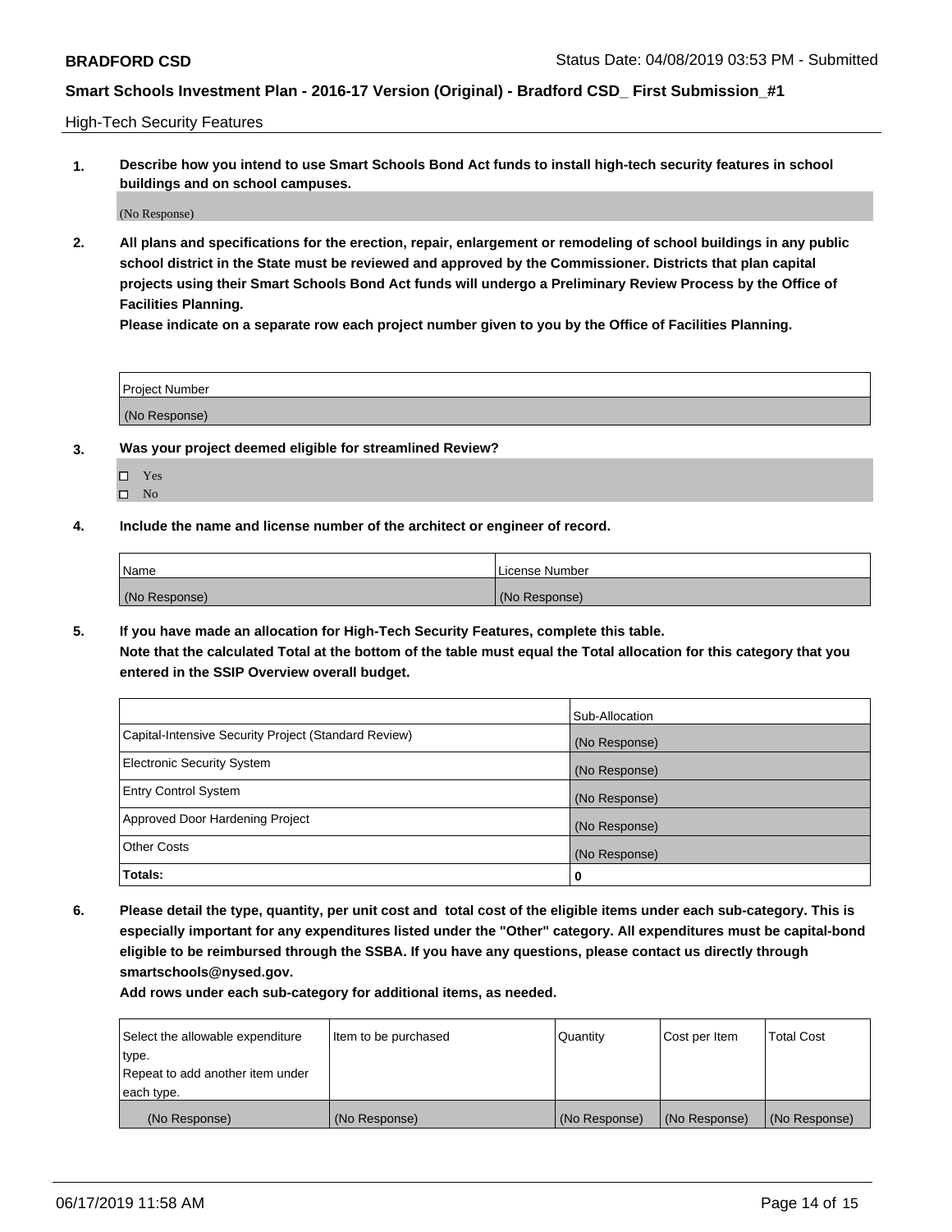High-Tech Security Features

**1. Describe how you intend to use Smart Schools Bond Act funds to install high-tech security features in school buildings and on school campuses.**

(No Response)

**2. All plans and specifications for the erection, repair, enlargement or remodeling of school buildings in any public school district in the State must be reviewed and approved by the Commissioner. Districts that plan capital projects using their Smart Schools Bond Act funds will undergo a Preliminary Review Process by the Office of Facilities Planning.**

**Please indicate on a separate row each project number given to you by the Office of Facilities Planning.**

| Project Number |
| --- |
| (No Response) |

**3. Was your project deemed eligible for streamlined Review?**

- ☐ Yes
- ☐ No

**4. Include the name and license number of the architect or engineer of record.**

| Name | License Number |
| --- | --- |
| (No Response) | (No Response) |

**5. If you have made an allocation for High-Tech Security Features, complete this table.**
**Note that the calculated Total at the bottom of the table must equal the Total allocation for this category that you entered in the SSIP Overview overall budget.**

| | Sub-Allocation |
| --- | --- |
| Capital-Intensive Security Project (Standard Review) | (No Response) |
| Electronic Security System | (No Response) |
| Entry Control System | (No Response) |
| Approved Door Hardening Project | (No Response) |
| Other Costs | (No Response) |
| **Totals:** | **0** |

**6. Please detail the type, quantity, per unit cost and total cost of the eligible items under each sub-category. This is especially important for any expenditures listed under the "Other" category. All expenditures must be capital-bond eligible to be reimbursed through the SSBA. If you have any questions, please contact us directly through smartschools@nysed.gov.**

**Add rows under each sub-category for additional items, as needed.**

| Select the allowable expenditure type. Repeat to add another item under each type. | Item to be purchased | Quantity | Cost per Item | Total Cost |
| --- | --- | --- | --- | --- |
| (No Response) | (No Response) | (No Response) | (No Response) | (No Response) |